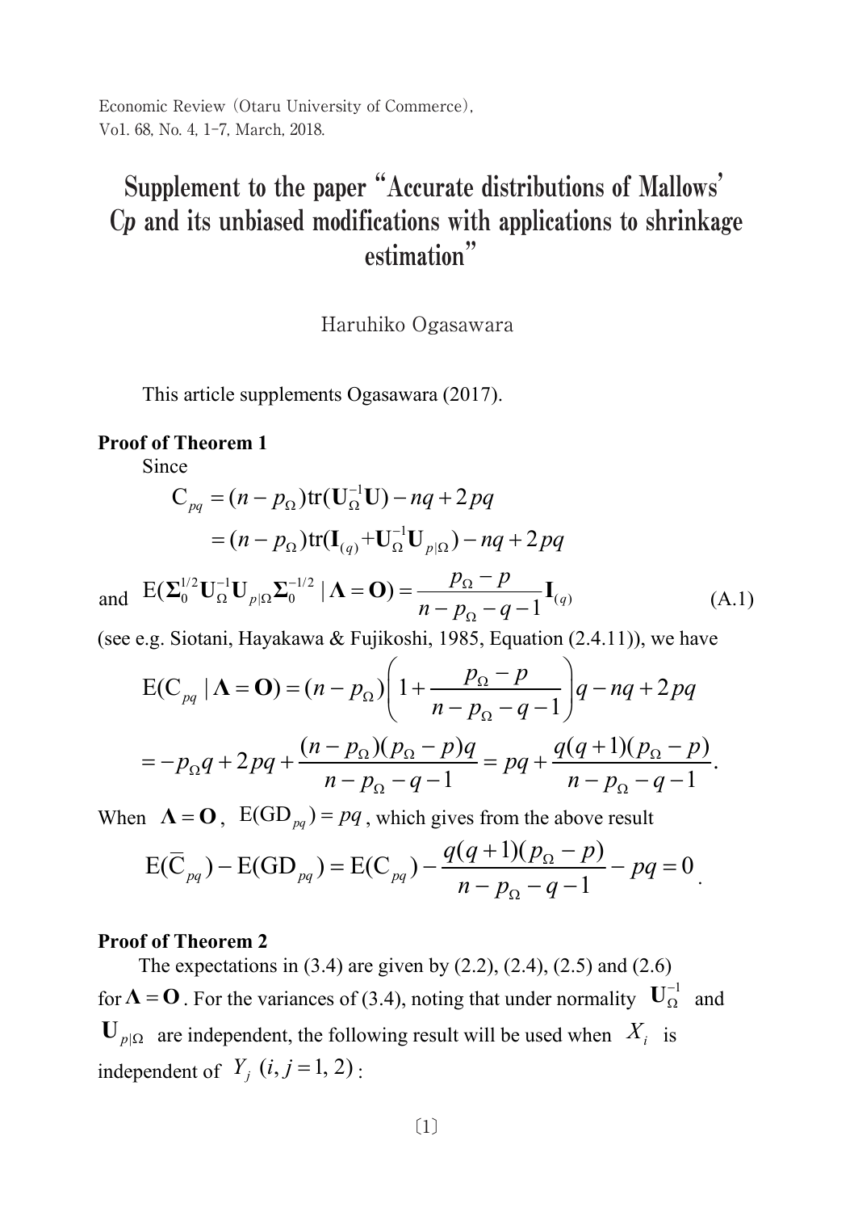# Supplement to the paper "Accurate distributions of Mallows' C*p* and its unbiased modifications with applications to shrinkage estimation"

Haruhiko Ogasawara

This article supplements Ogasawara (2017).

**Proof of Theorem 1**

Since

$$\mathrm{C}_{pq} = (n - p_\Omega)\mathrm{tr}(\mathbf{U}_\Omega^{-1}\mathbf{U}) - nq + 2pq$$

$$= (n - p_\Omega)\mathrm{tr}(\mathbf{I}_{(q)} + \mathbf{U}_\Omega^{-1}\mathbf{U}_{p|\Omega}) - nq + 2pq$$

and $\mathrm{E}(\mathbf{\Sigma}_0^{1/2}\mathbf{U}_\Omega^{-1}\mathbf{U}_{p|\Omega}\mathbf{\Sigma}_0^{-1/2} \mid \mathbf{\Lambda} = \mathbf{O}) = \dfrac{p_\Omega - p}{n - p_\Omega - q - 1}\mathbf{I}_{(q)}$ (A.1)

(see e.g. Siotani, Hayakawa & Fujikoshi, 1985, Equation (2.4.11)), we have

$$\mathrm{E}(\mathrm{C}_{pq} \mid \mathbf{\Lambda} = \mathbf{O}) = (n - p_\Omega)\left(1 + \frac{p_\Omega - p}{n - p_\Omega - q - 1}\right)q - nq + 2pq$$

$$= -p_\Omega q + 2pq + \frac{(n - p_\Omega)(p_\Omega - p)q}{n - p_\Omega - q - 1} = pq + \frac{q(q+1)(p_\Omega - p)}{n - p_\Omega - q - 1}.$$

When $\mathbf{\Lambda} = \mathbf{O}$, $\mathrm{E}(\mathrm{GD}_{pq}) = pq$, which gives from the above result

$$\mathrm{E}(\overline{\mathrm{C}}_{pq}) - \mathrm{E}(\mathrm{GD}_{pq}) = \mathrm{E}(\mathrm{C}_{pq}) - \frac{q(q+1)(p_\Omega - p)}{n - p_\Omega - q - 1} - pq = 0.$$

**Proof of Theorem 2**

The expectations in (3.4) are given by (2.2), (2.4), (2.5) and (2.6) for $\mathbf{\Lambda} = \mathbf{O}$. For the variances of (3.4), noting that under normality $\mathbf{U}_\Omega^{-1}$ and $\mathbf{U}_{p|\Omega}$ are independent, the following result will be used when $X_i$ is independent of $Y_j$ $(i, j = 1, 2)$: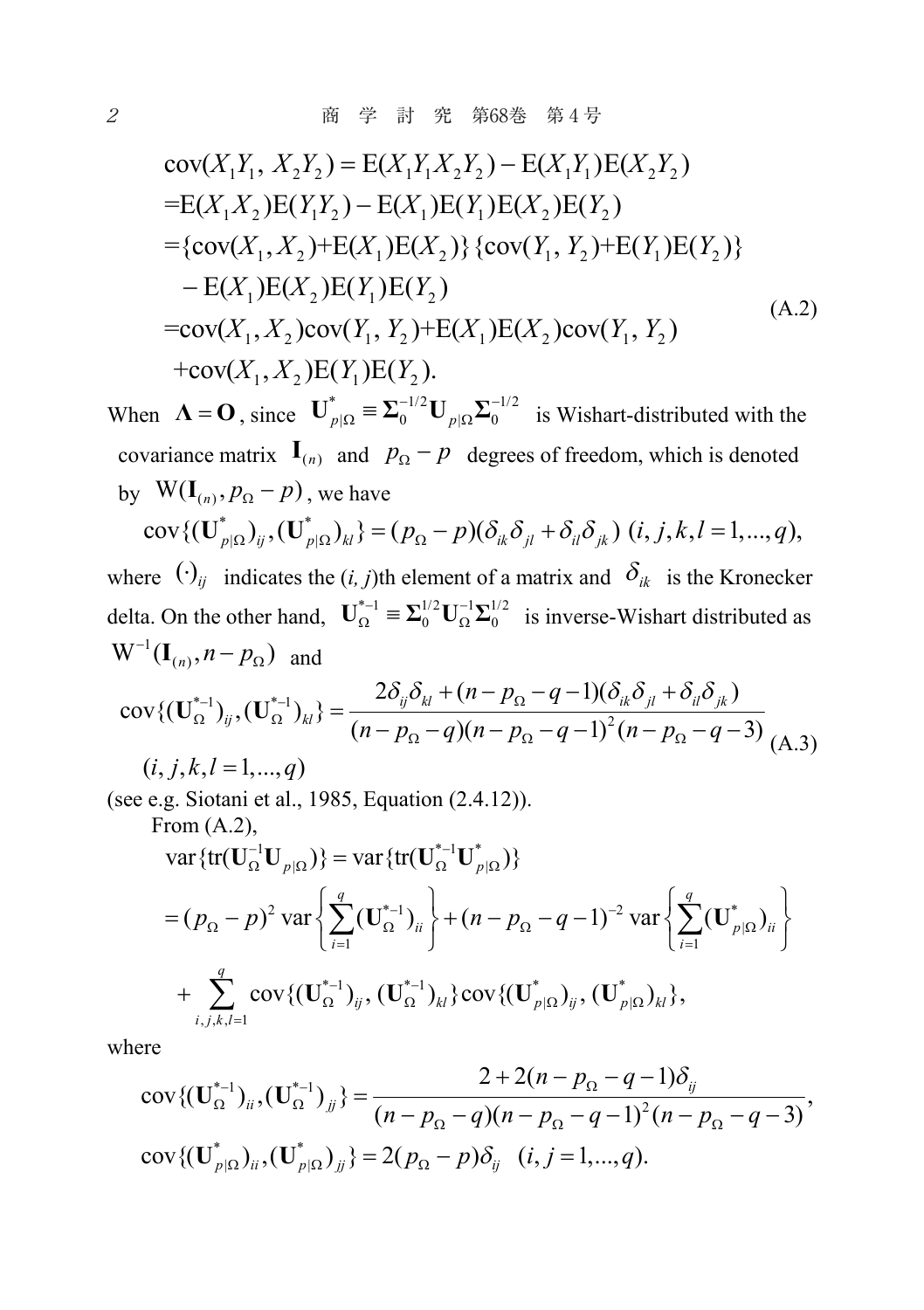$$
\begin{aligned}
\mathrm{cov}(X_1Y_1,\, X_2Y_2) &= \mathrm{E}(X_1Y_1X_2Y_2) - \mathrm{E}(X_1Y_1)\mathrm{E}(X_2Y_2) \\
&= \mathrm{E}(X_1X_2)\mathrm{E}(Y_1Y_2) - \mathrm{E}(X_1)\mathrm{E}(Y_1)\mathrm{E}(X_2)\mathrm{E}(Y_2) \\
&= \{\mathrm{cov}(X_1, X_2) + \mathrm{E}(X_1)\mathrm{E}(X_2)\}\{\mathrm{cov}(Y_1,\, Y_2) + \mathrm{E}(Y_1)\mathrm{E}(Y_2)\} \\
&\quad - \mathrm{E}(X_1)\mathrm{E}(X_2)\mathrm{E}(Y_1)\mathrm{E}(Y_2) \\
&= \mathrm{cov}(X_1, X_2)\mathrm{cov}(Y_1,\, Y_2) + \mathrm{E}(X_1)\mathrm{E}(X_2)\mathrm{cov}(Y_1,\, Y_2) \\
&\quad + \mathrm{cov}(X_1, X_2)\mathrm{E}(Y_1)\mathrm{E}(Y_2).
\end{aligned}
\tag{A.2}
$$

When $\mathbf{\Lambda} = \mathbf{O}$, since $\mathbf{U}^{*}_{p|\Omega} \equiv \mathbf{\Sigma}_0^{-1/2}\mathbf{U}_{p|\Omega}\mathbf{\Sigma}_0^{-1/2}$ is Wishart-distributed with the covariance matrix $\mathbf{I}_{(n)}$ and $p_\Omega - p$ degrees of freedom, which is denoted by $\mathrm{W}(\mathbf{I}_{(n)}, p_\Omega - p)$, we have

$$
\mathrm{cov}\{(\mathbf{U}^{*}_{p|\Omega})_{ij}, (\mathbf{U}^{*}_{p|\Omega})_{kl}\} = (p_\Omega - p)(\delta_{ik}\delta_{jl} + \delta_{il}\delta_{jk}) \ (i, j, k, l = 1, ..., q),
$$

where $(\cdot)_{ij}$ indicates the (*i, j*)th element of a matrix and $\delta_{ik}$ is the Kronecker delta. On the other hand, $\mathbf{U}^{*-1}_{\Omega} \equiv \mathbf{\Sigma}_0^{1/2}\mathbf{U}^{-1}_{\Omega}\mathbf{\Sigma}_0^{1/2}$ is inverse-Wishart distributed as $\mathrm{W}^{-1}(\mathbf{I}_{(n)}, n - p_\Omega)$ and

$$
\mathrm{cov}\{(\mathbf{U}^{*-1}_{\Omega})_{ij}, (\mathbf{U}^{*-1}_{\Omega})_{kl}\} = \frac{2\delta_{ij}\delta_{kl} + (n - p_\Omega - q - 1)(\delta_{ik}\delta_{jl} + \delta_{il}\delta_{jk})}{(n - p_\Omega - q)(n - p_\Omega - q - 1)^2(n - p_\Omega - q - 3)}
\tag{A.3}
$$

$$(i, j, k, l = 1, ..., q)$$

(see e.g. Siotani et al., 1985, Equation (2.4.12)).

From (A.2),

$$
\begin{aligned}
&\mathrm{var}\{\mathrm{tr}(\mathbf{U}^{-1}_{\Omega}\mathbf{U}_{p|\Omega})\} = \mathrm{var}\{\mathrm{tr}(\mathbf{U}^{*-1}_{\Omega}\mathbf{U}^{*}_{p|\Omega})\} \\
&= (p_\Omega - p)^2\, \mathrm{var}\left\{\sum_{i=1}^{q}(\mathbf{U}^{*-1}_{\Omega})_{ii}\right\} + (n - p_\Omega - q - 1)^{-2}\, \mathrm{var}\left\{\sum_{i=1}^{q}(\mathbf{U}^{*}_{p|\Omega})_{ii}\right\} \\
&\quad + \sum_{i,j,k,l=1}^{q} \mathrm{cov}\{(\mathbf{U}^{*-1}_{\Omega})_{ij},\, (\mathbf{U}^{*-1}_{\Omega})_{kl}\}\mathrm{cov}\{(\mathbf{U}^{*}_{p|\Omega})_{ij},\, (\mathbf{U}^{*}_{p|\Omega})_{kl}\},
\end{aligned}
$$

where

$$
\mathrm{cov}\{(\mathbf{U}^{*-1}_{\Omega})_{ii}, (\mathbf{U}^{*-1}_{\Omega})_{jj}\} = \frac{2 + 2(n - p_\Omega - q - 1)\delta_{ij}}{(n - p_\Omega - q)(n - p_\Omega - q - 1)^2(n - p_\Omega - q - 3)},
$$

$$
\mathrm{cov}\{(\mathbf{U}^{*}_{p|\Omega})_{ii}, (\mathbf{U}^{*}_{p|\Omega})_{jj}\} = 2(p_\Omega - p)\delta_{ij} \quad (i, j = 1, ..., q).
$$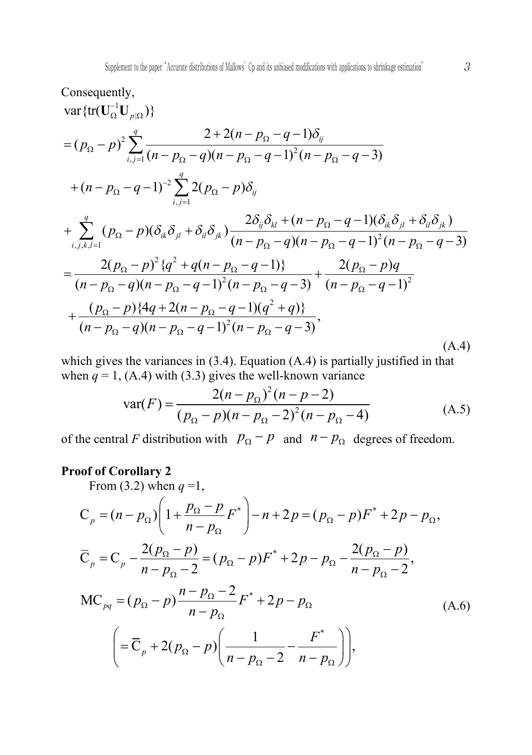Consequently,

$$
\begin{aligned}
&\mathrm{var}\{\mathrm{tr}(\mathbf{U}_{\Omega}^{-1}\mathbf{U}_{p|\Omega})\} \\
&= (p_{\Omega}-p)^2 \sum_{i,j=1}^{q} \frac{2+2(n-p_{\Omega}-q-1)\delta_{ij}}{(n-p_{\Omega}-q)(n-p_{\Omega}-q-1)^2(n-p_{\Omega}-q-3)} \\
&\quad + (n-p_{\Omega}-q-1)^{-2} \sum_{i,j=1}^{q} 2(p_{\Omega}-p)\delta_{ij} \\
&\quad + \sum_{i,j,k,l=1}^{q} (p_{\Omega}-p)(\delta_{ik}\delta_{jl}+\delta_{il}\delta_{jk}) \frac{2\delta_{ij}\delta_{kl}+(n-p_{\Omega}-q-1)(\delta_{ik}\delta_{jl}+\delta_{il}\delta_{jk})}{(n-p_{\Omega}-q)(n-p_{\Omega}-q-1)^2(n-p_{\Omega}-q-3)} \\
&= \frac{2(p_{\Omega}-p)^2\{q^2+q(n-p_{\Omega}-q-1)\}}{(n-p_{\Omega}-q)(n-p_{\Omega}-q-1)^2(n-p_{\Omega}-q-3)} + \frac{2(p_{\Omega}-p)q}{(n-p_{\Omega}-q-1)^2} \\
&\quad + \frac{(p_{\Omega}-p)\{4q+2(n-p_{\Omega}-q-1)(q^2+q)\}}{(n-p_{\Omega}-q)(n-p_{\Omega}-q-1)^2(n-p_{\Omega}-q-3)},
\end{aligned} \tag{A.4}
$$

which gives the variances in (3.4). Equation (A.4) is partially justified in that when $q = 1$, (A.4) with (3.3) gives the well-known variance

$$
\mathrm{var}(F) = \frac{2(n-p_{\Omega})^2(n-p-2)}{(p_{\Omega}-p)(n-p_{\Omega}-2)^2(n-p_{\Omega}-4)} \tag{A.5}
$$

of the central $F$ distribution with $p_{\Omega}-p$ and $n-p_{\Omega}$ degrees of freedom.

**Proof of Corollary 2**

From (3.2) when $q = 1$,

$$
\begin{aligned}
\mathrm{C}_p &= (n-p_{\Omega})\left(1+\frac{p_{\Omega}-p}{n-p_{\Omega}}F^*\right)-n+2p = (p_{\Omega}-p)F^*+2p-p_{\Omega}, \\
\overline{\mathrm{C}}_p &= \mathrm{C}_p - \frac{2(p_{\Omega}-p)}{n-p_{\Omega}-2} = (p_{\Omega}-p)F^*+2p-p_{\Omega}-\frac{2(p_{\Omega}-p)}{n-p_{\Omega}-2}, \\
\mathrm{MC}_{pq} &= (p_{\Omega}-p)\frac{n-p_{\Omega}-2}{n-p_{\Omega}}F^*+2p-p_{\Omega} \\
&\quad \left(=\overline{\mathrm{C}}_p + 2(p_{\Omega}-p)\left(\frac{1}{n-p_{\Omega}-2}-\frac{F^*}{n-p_{\Omega}}\right)\right),
\end{aligned} \tag{A.6}
$$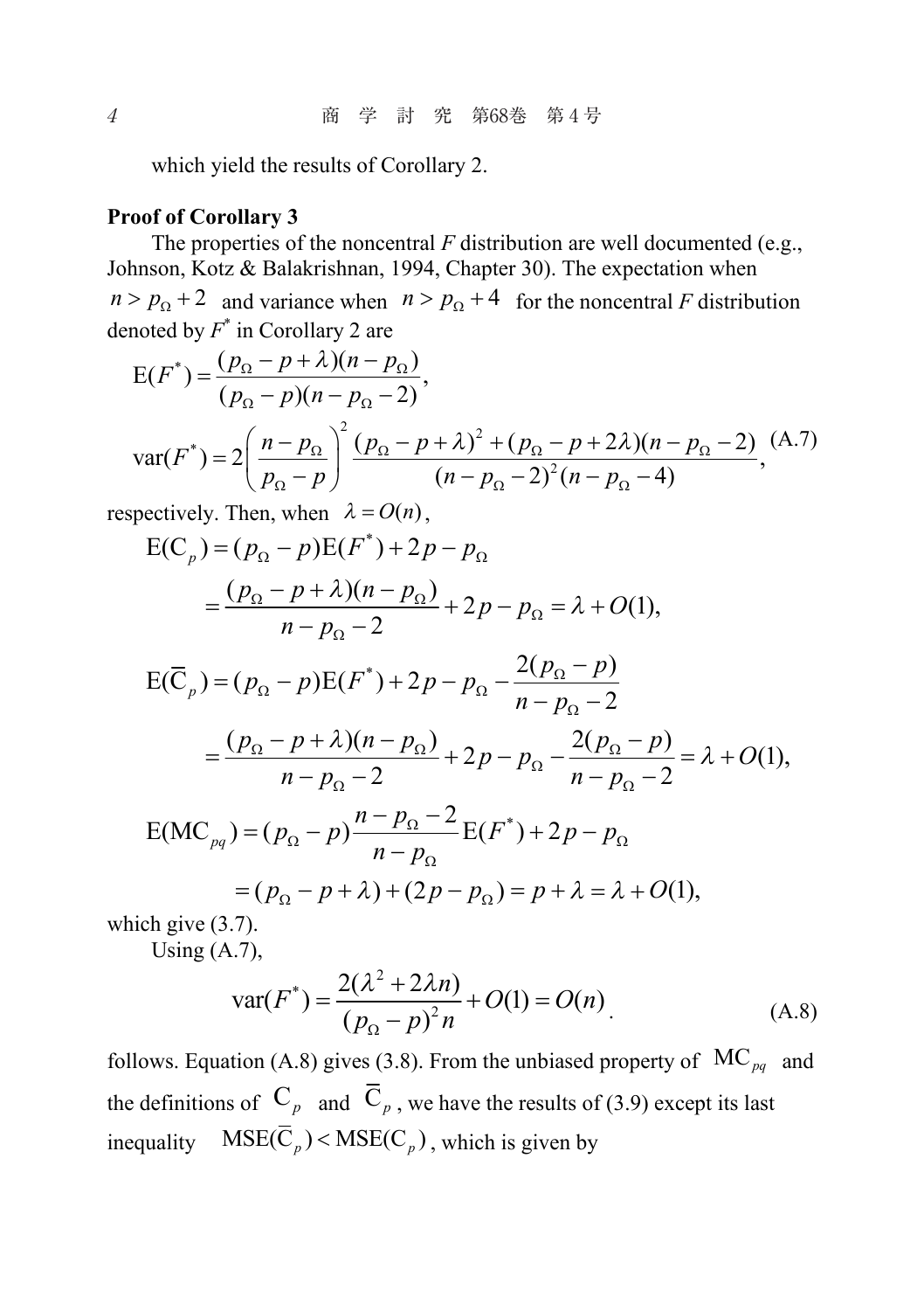which yield the results of Corollary 2.

**Proof of Corollary 3**

The properties of the noncentral *F* distribution are well documented (e.g., Johnson, Kotz & Balakrishnan, 1994, Chapter 30). The expectation when $n > p_\Omega + 2$ and variance when $n > p_\Omega + 4$ for the noncentral *F* distribution denoted by $F^*$ in Corollary 2 are

$$\mathrm{E}(F^*) = \frac{(p_\Omega - p + \lambda)(n - p_\Omega)}{(p_\Omega - p)(n - p_\Omega - 2)},$$

$$\mathrm{var}(F^*) = 2\left(\frac{n - p_\Omega}{p_\Omega - p}\right)^2 \frac{(p_\Omega - p + \lambda)^2 + (p_\Omega - p + 2\lambda)(n - p_\Omega - 2)}{(n - p_\Omega - 2)^2 (n - p_\Omega - 4)}, \tag{A.7}$$

respectively. Then, when $\lambda = O(n)$,

$$\begin{aligned}
\mathrm{E}(\mathrm{C}_p) &= (p_\Omega - p)\mathrm{E}(F^*) + 2p - p_\Omega \\
&= \frac{(p_\Omega - p + \lambda)(n - p_\Omega)}{n - p_\Omega - 2} + 2p - p_\Omega = \lambda + O(1), \\
\mathrm{E}(\overline{\mathrm{C}}_p) &= (p_\Omega - p)\mathrm{E}(F^*) + 2p - p_\Omega - \frac{2(p_\Omega - p)}{n - p_\Omega - 2} \\
&= \frac{(p_\Omega - p + \lambda)(n - p_\Omega)}{n - p_\Omega - 2} + 2p - p_\Omega - \frac{2(p_\Omega - p)}{n - p_\Omega - 2} = \lambda + O(1), \\
\mathrm{E}(\mathrm{MC}_{pq}) &= (p_\Omega - p)\frac{n - p_\Omega - 2}{n - p_\Omega}\mathrm{E}(F^*) + 2p - p_\Omega \\
&= (p_\Omega - p + \lambda) + (2p - p_\Omega) = p + \lambda = \lambda + O(1),
\end{aligned}$$

which give (3.7).

Using (A.7),

$$\mathrm{var}(F^*) = \frac{2(\lambda^2 + 2\lambda n)}{(p_\Omega - p)^2 n} + O(1) = O(n). \tag{A.8}$$

follows. Equation (A.8) gives (3.8). From the unbiased property of $\mathrm{MC}_{pq}$ and the definitions of $\mathrm{C}_p$ and $\overline{\mathrm{C}}_p$, we have the results of (3.9) except its last inequality $\mathrm{MSE}(\overline{\mathrm{C}}_p) < \mathrm{MSE}(\mathrm{C}_p)$, which is given by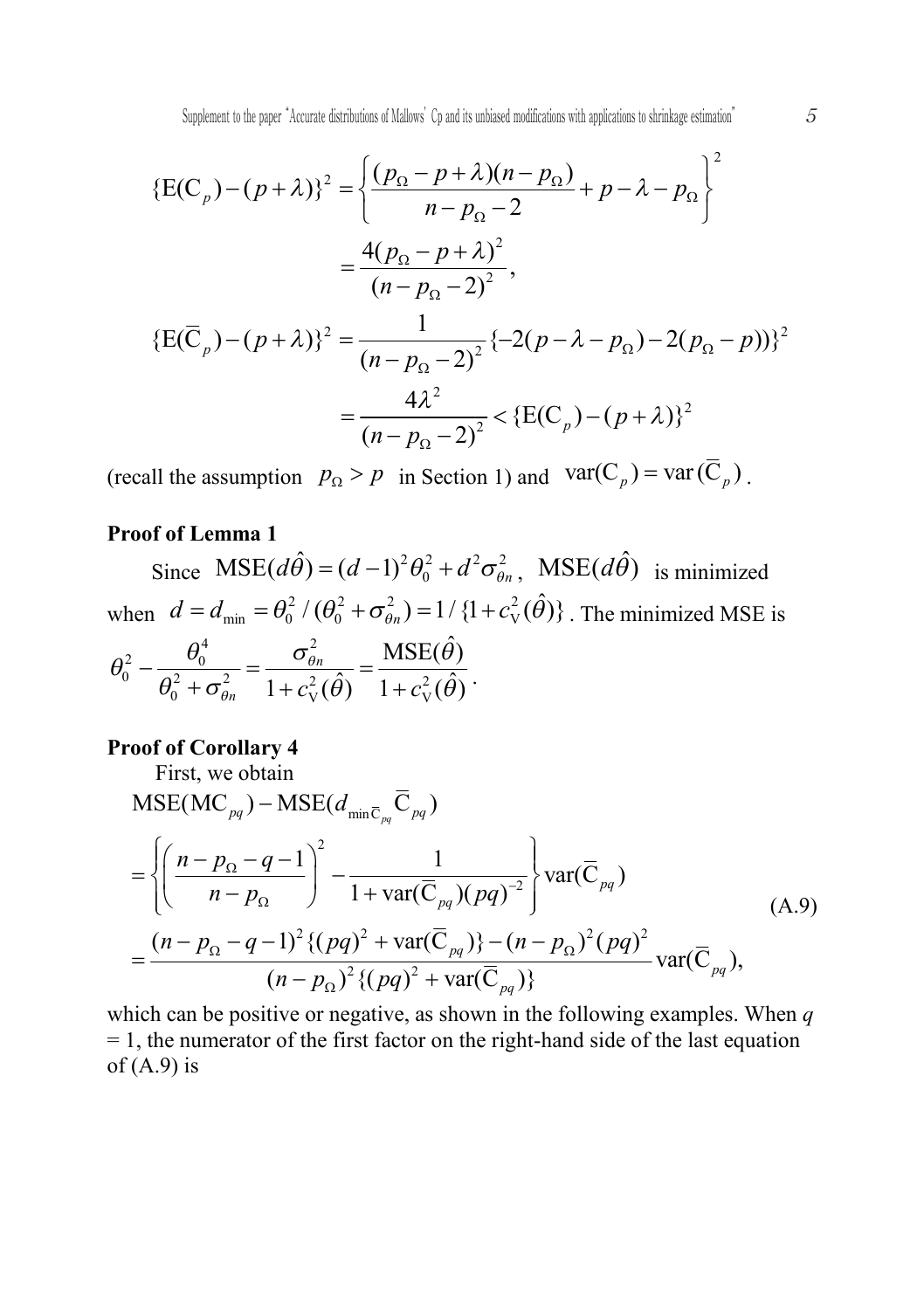$$\{\mathrm{E}(\mathrm{C}_p) - (p+\lambda)\}^2 = \left\{ \frac{(p_\Omega - p + \lambda)(n - p_\Omega)}{n - p_\Omega - 2} + p - \lambda - p_\Omega \right\}^2$$

$$= \frac{4(p_\Omega - p + \lambda)^2}{(n - p_\Omega - 2)^2},$$

$$\{\mathrm{E}(\overline{\mathrm{C}}_p) - (p+\lambda)\}^2 = \frac{1}{(n - p_\Omega - 2)^2} \{-2(p - \lambda - p_\Omega) - 2(p_\Omega - p))\}^2$$

$$= \frac{4\lambda^2}{(n - p_\Omega - 2)^2} < \{\mathrm{E}(\mathrm{C}_p) - (p+\lambda)\}^2$$

(recall the assumption $p_\Omega > p$ in Section 1) and $\mathrm{var}(\mathrm{C}_p) = \mathrm{var}(\overline{\mathrm{C}}_p)$.

**Proof of Lemma 1**

Since $\mathrm{MSE}(d\hat{\theta}) = (d-1)^2 \theta_0^2 + d^2 \sigma_{\theta n}^2$, $\mathrm{MSE}(d\hat{\theta})$ is minimized when $d = d_{\min} = \theta_0^2 / (\theta_0^2 + \sigma_{\theta n}^2) = 1/\{1 + c_{\mathrm{V}}^2(\hat{\theta})\}$. The minimized MSE is $\theta_0^2 - \dfrac{\theta_0^4}{\theta_0^2 + \sigma_{\theta n}^2} = \dfrac{\sigma_{\theta n}^2}{1 + c_{\mathrm{V}}^2(\hat{\theta})} = \dfrac{\mathrm{MSE}(\hat{\theta})}{1 + c_{\mathrm{V}}^2(\hat{\theta})}$.

**Proof of Corollary 4**

First, we obtain

$$\begin{aligned}
&\mathrm{MSE}(\mathrm{MC}_{pq}) - \mathrm{MSE}(d_{\min \overline{\mathrm{C}}_{pq}} \overline{\mathrm{C}}_{pq}) \\
&= \left\{ \left( \frac{n - p_\Omega - q - 1}{n - p_\Omega} \right)^2 - \frac{1}{1 + \mathrm{var}(\overline{\mathrm{C}}_{pq})(pq)^{-2}} \right\} \mathrm{var}(\overline{\mathrm{C}}_{pq}) \\
&= \frac{(n - p_\Omega - q - 1)^2 \{(pq)^2 + \mathrm{var}(\overline{\mathrm{C}}_{pq})\} - (n - p_\Omega)^2 (pq)^2}{(n - p_\Omega)^2 \{(pq)^2 + \mathrm{var}(\overline{\mathrm{C}}_{pq})\}} \mathrm{var}(\overline{\mathrm{C}}_{pq}),
\end{aligned} \tag{A.9}$$

which can be positive or negative, as shown in the following examples. When $q = 1$, the numerator of the first factor on the right-hand side of the last equation of (A.9) is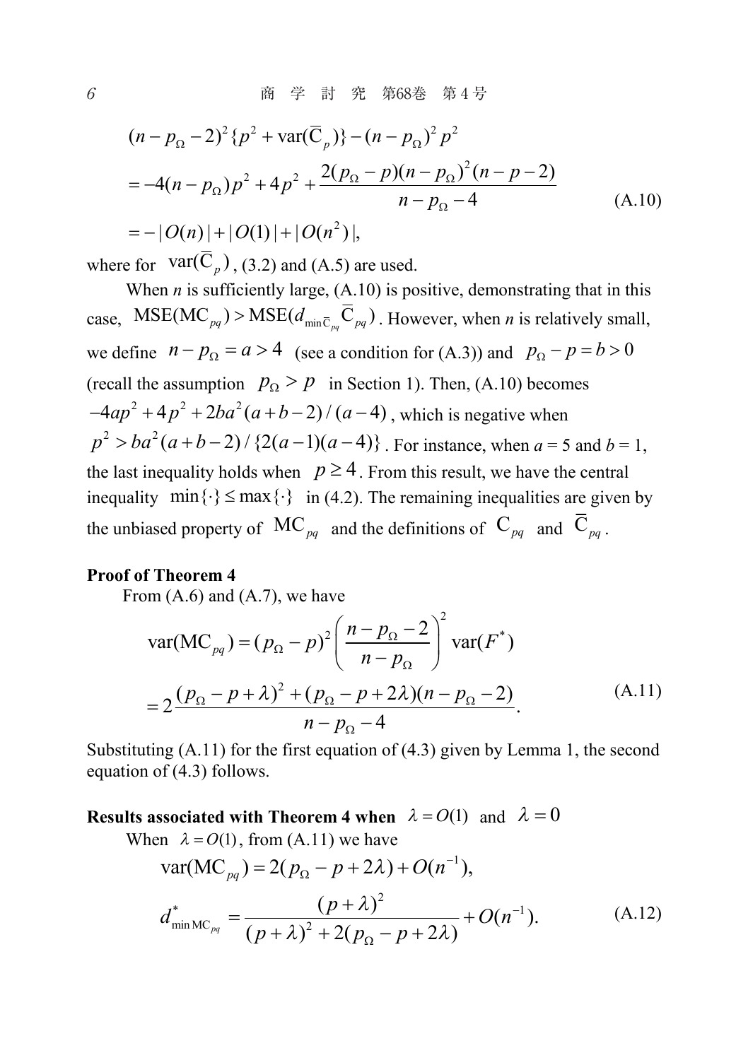$$
\begin{aligned}
&(n-p_\Omega-2)^2\{p^2+\mathrm{var}(\overline{\mathrm{C}}_p)\}-(n-p_\Omega)^2p^2 \\
&=-4(n-p_\Omega)p^2+4p^2+\frac{2(p_\Omega-p)(n-p_\Omega)^2(n-p-2)}{n-p_\Omega-4} \\
&=-|O(n)|+|O(1)|+|O(n^2)|,
\end{aligned}
\tag{A.10}
$$

where for $\mathrm{var}(\overline{\mathrm{C}}_p)$, (3.2) and (A.5) are used.

When $n$ is sufficiently large, (A.10) is positive, demonstrating that in this case, $\mathrm{MSE}(\mathrm{MC}_{pq})>\mathrm{MSE}(d_{\min\overline{\mathrm{C}}_{pq}}\overline{\mathrm{C}}_{pq})$. However, when $n$ is relatively small, we define $n-p_\Omega=a>4$ (see a condition for (A.3)) and $p_\Omega-p=b>0$ (recall the assumption $p_\Omega>p$ in Section 1). Then, (A.10) becomes $-4ap^2+4p^2+2ba^2(a+b-2)/(a-4)$, which is negative when $p^2>ba^2(a+b-2)/\{2(a-1)(a-4)\}$. For instance, when $a=5$ and $b=1$, the last inequality holds when $p\geq 4$. From this result, we have the central inequality $\min\{\cdot\}\leq\max\{\cdot\}$ in (4.2). The remaining inequalities are given by the unbiased property of $\mathrm{MC}_{pq}$ and the definitions of $\mathrm{C}_{pq}$ and $\overline{\mathrm{C}}_{pq}$.

**Proof of Theorem 4**

From (A.6) and (A.7), we have

$$
\begin{aligned}
\mathrm{var}(\mathrm{MC}_{pq})&=(p_\Omega-p)^2\left(\frac{n-p_\Omega-2}{n-p_\Omega}\right)^2\mathrm{var}(F^*) \\
&=2\frac{(p_\Omega-p+\lambda)^2+(p_\Omega-p+2\lambda)(n-p_\Omega-2)}{n-p_\Omega-4}.
\end{aligned}
\tag{A.11}
$$

Substituting (A.11) for the first equation of (4.3) given by Lemma 1, the second equation of (4.3) follows.

**Results associated with Theorem 4 when $\lambda=O(1)$ and $\lambda=0$**

When $\lambda=O(1)$, from (A.11) we have

$$
\begin{aligned}
&\mathrm{var}(\mathrm{MC}_{pq})=2(p_\Omega-p+2\lambda)+O(n^{-1}), \\
&d^*_{\min\mathrm{MC}_{pq}}=\frac{(p+\lambda)^2}{(p+\lambda)^2+2(p_\Omega-p+2\lambda)}+O(n^{-1}).
\end{aligned}
\tag{A.12}
$$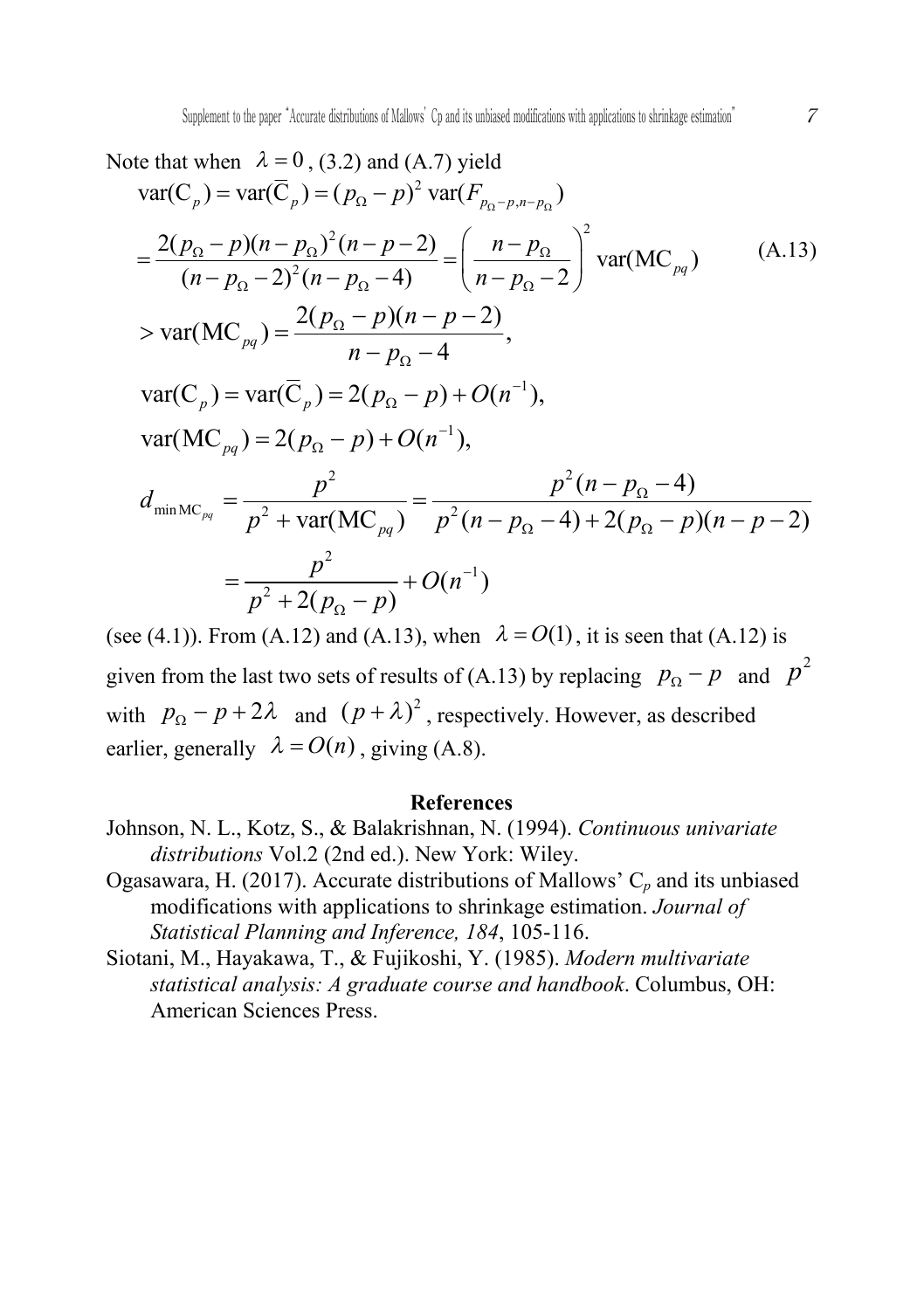Note that when $\lambda = 0$, (3.2) and (A.7) yield

$$
\begin{aligned}
\mathrm{var}(\mathrm{C}_p) &= \mathrm{var}(\overline{\mathrm{C}}_p) = (p_\Omega - p)^2 \,\mathrm{var}(F_{p_\Omega - p, n - p_\Omega}) \\
&= \frac{2(p_\Omega - p)(n - p_\Omega)^2 (n - p - 2)}{(n - p_\Omega - 2)^2 (n - p_\Omega - 4)} = \left( \frac{n - p_\Omega}{n - p_\Omega - 2} \right)^2 \mathrm{var}(\mathrm{MC}_{pq}) \qquad \text{(A.13)} \\
&> \mathrm{var}(\mathrm{MC}_{pq}) = \frac{2(p_\Omega - p)(n - p - 2)}{n - p_\Omega - 4}, \\
\mathrm{var}(\mathrm{C}_p) &= \mathrm{var}(\overline{\mathrm{C}}_p) = 2(p_\Omega - p) + O(n^{-1}), \\
\mathrm{var}(\mathrm{MC}_{pq}) &= 2(p_\Omega - p) + O(n^{-1}), \\
d_{\min \mathrm{MC}_{pq}} &= \frac{p^2}{p^2 + \mathrm{var}(\mathrm{MC}_{pq})} = \frac{p^2 (n - p_\Omega - 4)}{p^2 (n - p_\Omega - 4) + 2(p_\Omega - p)(n - p - 2)} \\
&= \frac{p^2}{p^2 + 2(p_\Omega - p)} + O(n^{-1})
\end{aligned}
$$

(see (4.1)). From (A.12) and (A.13), when $\lambda = O(1)$, it is seen that (A.12) is given from the last two sets of results of (A.13) by replacing $p_\Omega - p$ and $p^2$ with $p_\Omega - p + 2\lambda$ and $(p + \lambda)^2$, respectively. However, as described earlier, generally $\lambda = O(n)$, giving (A.8).

## References

Johnson, N. L., Kotz, S., & Balakrishnan, N. (1994). *Continuous univariate distributions* Vol.2 (2nd ed.). New York: Wiley.

Ogasawara, H. (2017). Accurate distributions of Mallows' $C_p$ and its unbiased modifications with applications to shrinkage estimation. *Journal of Statistical Planning and Inference, 184*, 105-116.

Siotani, M., Hayakawa, T., & Fujikoshi, Y. (1985). *Modern multivariate statistical analysis: A graduate course and handbook*. Columbus, OH: American Sciences Press.